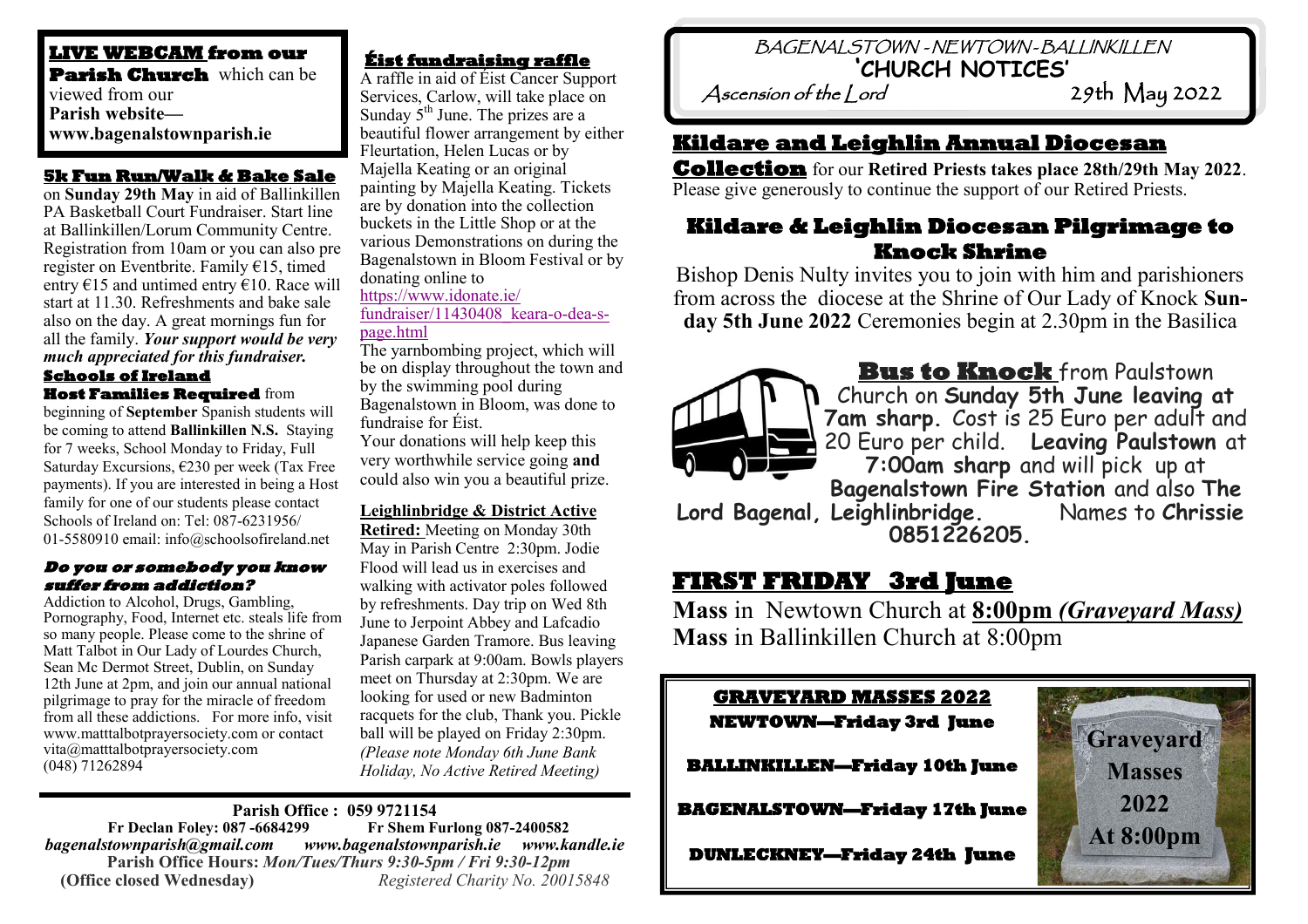**LIVE WEBCAM from our Parish Church** which can be viewed from our **Parish website— www.bagenalstownparish.ie**

## 5k Fun Run/Walk & Bake Sale

on **Sunday 29th May** in aid of Ballinkillen PA Basketball Court Fundraiser. Start line at Ballinkillen/Lorum Community Centre. Registration from 10am or you can also pre register on Eventbrite. Family €15, timed entry €15 and untimed entry €10. Race will start at 11.30. Refreshments and bake sale also on the day. A great mornings fun for all the family. ***Your support would be very much appreciated for this fundraiser.***

## Schools of Ireland Host Families Required

from beginning of **September** Spanish students will be coming to attend **Ballinkillen N.S.** Staying for 7 weeks, School Monday to Friday, Full Saturday Excursions, €230 per week (Tax Free payments). If you are interested in being a Host family for one of our students please contact Schools of Ireland on: Tel: 087-6231956/ 01-5580910 email: info@schoolsofireland.net

### *Do you or somebody you know suffer from addiction?*

Addiction to Alcohol, Drugs, Gambling, Pornography, Food, Internet etc. steals life from so many people. Please come to the shrine of Matt Talbot in Our Lady of Lourdes Church, Sean Mc Dermot Street, Dublin, on Sunday 12th June at 2pm, and join our annual national pilgrimage to pray for the miracle of freedom from all these addictions. For more info, visit www.matttalbotprayersociety.com or contact vita@matttalbotprayersociety.com (048) 71262894

## Éist fundraising raffle

A raffle in aid of Éist Cancer Support Services, Carlow, will take place on Sunday 5th June. The prizes are a beautiful flower arrangement by either Fleurtation, Helen Lucas or by Majella Keating or an original painting by Majella Keating. Tickets are by donation into the collection buckets in the Little Shop or at the various Demonstrations on during the Bagenalstown in Bloom Festival or by donating online to https://www.idonate.ie/fundraiser/11430408_keara-o-dea-s-page.html

The yarnbombing project, which will be on display throughout the town and by the swimming pool during Bagenalstown in Bloom, was done to fundraise for Éist.

Your donations will help keep this very worthwhile service going **and** could also win you a beautiful prize.

**Leighlinbridge & District Active Retired:** Meeting on Monday 30th May in Parish Centre 2:30pm. Jodie Flood will lead us in exercises and walking with activator poles followed by refreshments. Day trip on Wed 8th June to Jerpoint Abbey and Lafcadio Japanese Garden Tramore. Bus leaving Parish carpark at 9:00am. Bowls players meet on Thursday at 2:30pm. We are looking for used or new Badminton racquets for the club, Thank you. Pickle ball will be played on Friday 2:30pm. *(Please note Monday 6th June Bank Holiday, No Active Retired Meeting)*

**Parish Office : 059 9721154**
**Fr Declan Foley: 087 -6684299 Fr Shem Furlong 087-2400582**
***bagenalstownparish@gmail.com www.bagenalstownparish.ie www.kandle.ie***
**Parish Office Hours:** *Mon/Tues/Thurs 9:30-5pm / Fri 9:30-12pm*
**(Office closed Wednesday)** *Registered Charity No. 20015848*

# BAGENALSTOWN - NEWTOWN - BALLINKILLEN 'CHURCH NOTICES'

*Ascension of the Lord* 29th May 2022

## Kildare and Leighlin Annual Diocesan Collection

for our **Retired Priests takes place 28th/29th May 2022**. Please give generously to continue the support of our Retired Priests.

## Kildare & Leighlin Diocesan Pilgrimage to Knock Shrine

Bishop Denis Nulty invites you to join with him and parishioners from across the diocese at the Shrine of Our Lady of Knock **Sunday 5th June 2022** Ceremonies begin at 2.30pm in the Basilica

**Bus to Knock** from Paulstown Church on **Sunday 5th June leaving at 7am sharp.** Cost is 25 Euro per adult and 20 Euro per child. **Leaving Paulstown** at **7:00am sharp** and will pick up at **Bagenalstown Fire Station** and also **The Lord Bagenal, Leighlinbridge.** Names to **Chrissie 0851226205.**

## FIRST FRIDAY 3rd June

**Mass** in Newtown Church at **8:00pm *(Graveyard Mass)***
**Mass** in Ballinkillen Church at 8:00pm

## GRAVEYARD MASSES 2022

**NEWTOWN—Friday 3rd June**

**BALLINKILLEN—Friday 10th June**

**BAGENALSTOWN—Friday 17th June**

**DUNLECKNEY—Friday 24th June**

**Graveyard Masses 2022 At 8:00pm**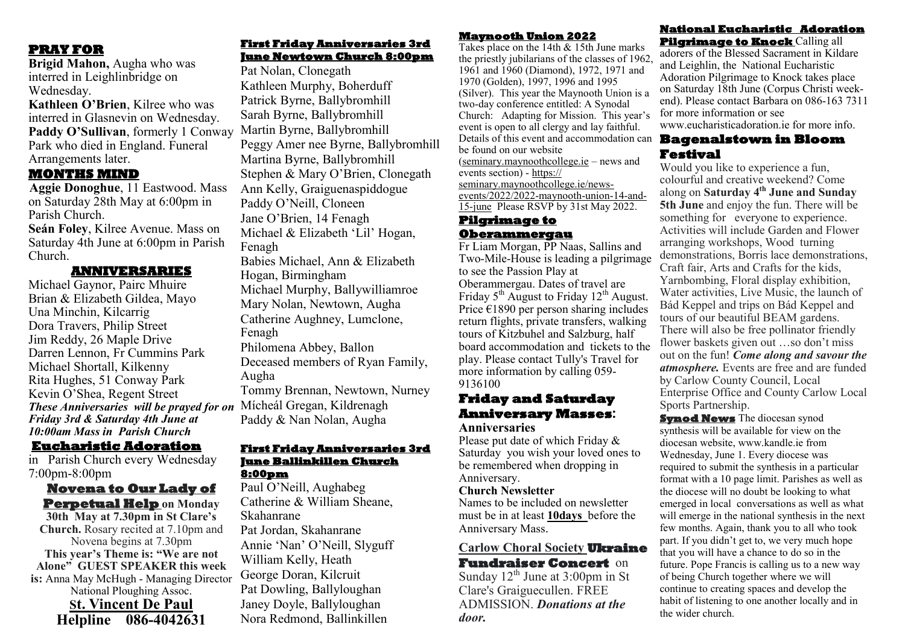## PRAY FOR

**Brigid Mahon,** Augha who was interred in Leighlinbridge on Wednesday.

**Kathleen O'Brien**, Kilree who was interred in Glasnevin on Wednesday.

**Paddy O'Sullivan**, formerly 1 Conway Park who died in England. Funeral Arrangements later.

## MONTHS MIND

**Aggie Donoghue**, 11 Eastwood. Mass on Saturday 28th May at 6:00pm in Parish Church.

**Seán Foley**, Kilree Avenue. Mass on Saturday 4th June at 6:00pm in Parish Church.

## ANNIVERSARIES

Michael Gaynor, Pairc Mhuire
Brian & Elizabeth Gildea, Mayo
Una Minchin, Kilcarrig
Dora Travers, Philip Street
Jim Reddy, 26 Maple Drive
Darren Lennon, Fr Cummins Park
Michael Shortall, Kilkenny
Rita Hughes, 51 Conway Park
Kevin O'Shea, Regent Street

***These Anniversaries will be prayed for on Friday 3rd & Saturday 4th June at 10:00am Mass in Parish Church***

## Eucharistic Adoration

in Parish Church every Wednesday 7:00pm-8:00pm

## Novena to Our Lady of Perpetual Help

**on Monday 30th May at 7.30pm in St Clare's Church.** Rosary recited at 7.10pm and Novena begins at 7.30pm

**This year's Theme is: "We are not Alone" GUEST SPEAKER this week is:** Anna May McHugh - Managing Director National Ploughing Assoc.

## St. Vincent De Paul Helpline 086-4042631

## First Friday Anniversaries 3rd June Newtown Church 8:00pm

Pat Nolan, Clonegath
Kathleen Murphy, Boherduff
Patrick Byrne, Ballybromhill
Sarah Byrne, Ballybromhill
Martin Byrne, Ballybromhill
Peggy Amer nee Byrne, Ballybromhill
Martina Byrne, Ballybromhill
Stephen & Mary O'Brien, Clonegath
Ann Kelly, Graiguenaspiddogue
Paddy O'Neill, Cloneen
Jane O'Brien, 14 Fenagh
Michael & Elizabeth 'Lil' Hogan, Fenagh
Babies Michael, Ann & Elizabeth Hogan, Birmingham
Michael Murphy, Ballywilliamroe
Mary Nolan, Newtown, Augha
Catherine Aughney, Lumclone, Fenagh
Philomena Abbey, Ballon
Deceased members of Ryan Family, Augha
Tommy Brennan, Newtown, Nurney
Mícheál Gregan, Kildrenagh
Paddy & Nan Nolan, Augha

## First Friday Anniversaries 3rd June Ballinkillen Church 8:00pm

Paul O'Neill, Aughabeg
Catherine & William Sheane, Skahanrane
Pat Jordan, Skahanrane
Annie 'Nan' O'Neill, Slyguff
William Kelly, Heath
George Doran, Kilcruit
Pat Dowling, Ballyloughan
Janey Doyle, Ballyloughan
Nora Redmond, Ballinkillen

## Maynooth Union 2022

Takes place on the 14th & 15th June marks the priestly jubilarians of the classes of 1962, 1961 and 1960 (Diamond), 1972, 1971 and 1970 (Golden), 1997, 1996 and 1995 (Silver). This year the Maynooth Union is a two-day conference entitled: A Synodal Church: Adapting for Mission. This year's event is open to all clergy and lay faithful. Details of this event and accommodation can be found on our website (seminary.maynoothcollege.ie – news and events section) - https://seminary.maynoothcollege.ie/news-events/2022/2022-maynooth-union-14-and-15-june Please RSVP by 31st May 2022.

## Pilgrimage to Oberammergau

Fr Liam Morgan, PP Naas, Sallins and Two-Mile-House is leading a pilgrimage to see the Passion Play at Oberammergau. Dates of travel are Friday 5th August to Friday 12th August. Price €1890 per person sharing includes return flights, private transfers, walking tours of Kitzbuhel and Salzburg, half board accommodation and tickets to the play. Please contact Tully's Travel for more information by calling 059-9136100

## Friday and Saturday Anniversary Masses:

**Anniversaries**

Please put date of which Friday & Saturday you wish your loved ones to be remembered when dropping in Anniversary.

**Church Newsletter**

Names to be included on newsletter must be in at least **10days** before the Anniversary Mass.

**Carlow Choral Society Ukraine Fundraiser Concert** on Sunday 12th June at 3:00pm in St Clare's Graiguecullen. FREE ADMISSION. ***Donations at the door.***

## National Eucharistic Adoration Pilgrimage to Knock

Calling all adorers of the Blessed Sacrament in Kildare and Leighlin, the National Eucharistic Adoration Pilgrimage to Knock takes place on Saturday 18th June (Corpus Christi week-end). Please contact Barbara on 086-163 7311 for more information or see www.eucharisticadoration.ie for more info.

## Bagenalstown in Bloom Festival

Would you like to experience a fun, colourful and creative weekend? Come along on **Saturday 4th June and Sunday 5th June** and enjoy the fun. There will be something for everyone to experience. Activities will include Garden and Flower arranging workshops, Wood turning demonstrations, Borris lace demonstrations, Craft fair, Arts and Crafts for the kids, Yarnbombing, Floral display exhibition, Water activities, Live Music, the launch of Bád Keppel and trips on Bád Keppel and tours of our beautiful BEAM gardens. There will also be free pollinator friendly flower baskets given out …so don't miss out on the fun! ***Come along and savour the atmosphere.*** Events are free and are funded by Carlow County Council, Local Enterprise Office and County Carlow Local Sports Partnership.

**Synod News** The diocesan synod synthesis will be available for view on the diocesan website, www.kandle.ie from Wednesday, June 1. Every diocese was required to submit the synthesis in a particular format with a 10 page limit. Parishes as well as the diocese will no doubt be looking to what emerged in local conversations as well as what will emerge in the national synthesis in the next few months. Again, thank you to all who took part. If you didn't get to, we very much hope that you will have a chance to do so in the future. Pope Francis is calling us to a new way of being Church together where we will continue to creating spaces and develop the habit of listening to one another locally and in the wider church.